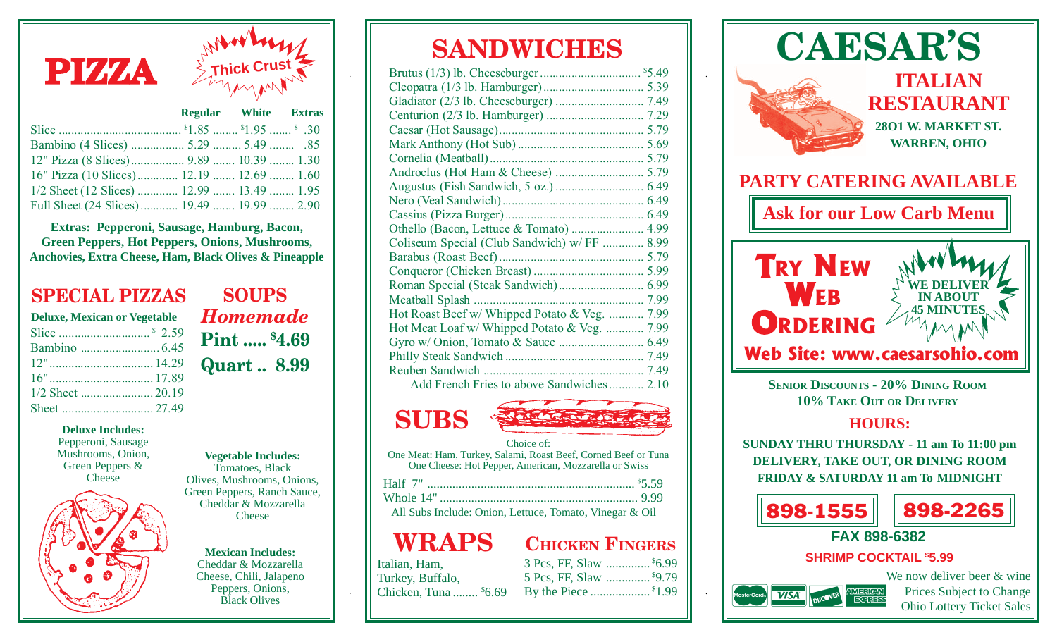# PIZZA

Thick Crust

| | Regular | White | Extras |
|---|---|---|---|
| Slice | $1.85 | $1.95 | $ .30 |
| Bambino (4 Slices) | 5.29 | 5.49 | .85 |
| 12" Pizza (8 Slices) | 9.89 | 10.39 | 1.30 |
| 16" Pizza (10 Slices) | 12.19 | 12.69 | 1.60 |
| 1/2 Sheet (12 Slices) | 12.99 | 13.49 | 1.95 |
| Full Sheet (24 Slices) | 19.49 | 19.99 | 2.90 |

**Extras: Pepperoni, Sausage, Hamburg, Bacon, Green Peppers, Hot Peppers, Onions, Mushrooms, Anchovies, Extra Cheese, Ham, Black Olives & Pineapple**

## SPECIAL PIZZAS

**Deluxe, Mexican or Vegetable**

| | |
|---|---|
| Slice | $ 2.59 |
| Bambino | 6.45 |
| 12" | 14.29 |
| 16" | 17.89 |
| 1/2 Sheet | 20.19 |
| Sheet | 27.49 |

**Deluxe Includes:**
Pepperoni, Sausage Mushrooms, Onion, Green Peppers & Cheese

**Vegetable Includes:**
Tomatoes, Black Olives, Mushrooms, Onions, Green Peppers, Ranch Sauce, Cheddar & Mozzarella Cheese

**Mexican Includes:**
Cheddar & Mozzarella Cheese, Chili, Jalapeno Peppers, Onions, Black Olives

## SOUPS

***Homemade***

**Pint ..... $4.69**

**Quart .. 8.99**

# SANDWICHES

| | |
|---|---|
| Brutus (1/3) lb. Cheeseburger | $5.49 |
| Cleopatra (1/3 lb. Hamburger) | 5.39 |
| Gladiator (2/3 lb. Cheeseburger) | 7.49 |
| Centurion (2/3 lb. Hamburger) | 7.29 |
| Caesar (Hot Sausage) | 5.79 |
| Mark Anthony (Hot Sub) | 5.69 |
| Cornelia (Meatball) | 5.79 |
| Androclus (Hot Ham & Cheese) | 5.79 |
| Augustus (Fish Sandwich, 5 oz.) | 6.49 |
| Nero (Veal Sandwich) | 6.49 |
| Cassius (Pizza Burger) | 6.49 |
| Othello (Bacon, Lettuce & Tomato) | 4.99 |
| Coliseum Special (Club Sandwich) w/ FF | 8.99 |
| Barabus (Roast Beef) | 5.79 |
| Conqueror (Chicken Breast) | 5.99 |
| Roman Special (Steak Sandwich) | 6.99 |
| Meatball Splash | 7.99 |
| Hot Roast Beef w/ Whipped Potato & Veg. | 7.99 |
| Hot Meat Loaf w/ Whipped Potato & Veg. | 7.99 |
| Gyro w/ Onion, Tomato & Sauce | 6.49 |
| Philly Steak Sandwich | 7.49 |
| Reuben Sandwich | 7.49 |
| Add French Fries to above Sandwiches | 2.10 |

## SUBS

Choice of:
One Meat: Ham, Turkey, Salami, Roast Beef, Corned Beef or Tuna
One Cheese: Hot Pepper, American, Mozzarella or Swiss

| | |
|---|---|
| Half 7" | $5.59 |
| Whole 14" | 9.99 |

All Subs Include: Onion, Lettuce, Tomato, Vinegar & Oil

## WRAPS

Italian, Ham, Turkey, Buffalo, Chicken, Tuna ........ $6.69

## CHICKEN FINGERS

| | |
|---|---|
| 3 Pcs, FF, Slaw | $6.99 |
| 5 Pcs, FF, Slaw | $9.79 |
| By the Piece | $1.99 |

# CAESAR'S

## ITALIAN RESTAURANT

**2801 W. MARKET ST.**
**WARREN, OHIO**

## PARTY CATERING AVAILABLE

**Ask for our Low Carb Menu**

**TRY NEW WEB ORDERING**

**WE DELIVER IN ABOUT 45 MINUTES**

**Web Site: www.caesarsohio.com**

**SENIOR DISCOUNTS - 20% DINING ROOM**
**10% TAKE OUT OR DELIVERY**

## HOURS:

**SUNDAY THRU THURSDAY - 11 am To 11:00 pm**
**DELIVERY, TAKE OUT, OR DINING ROOM**
**FRIDAY & SATURDAY 11 am To MIDNIGHT**

**898-1555** **898-2265**

**FAX 898-6382**

**SHRIMP COCKTAIL $5.99**

MasterCard VISA DISCOVER AMERICAN EXPRESS

We now deliver beer & wine
Prices Subject to Change
Ohio Lottery Ticket Sales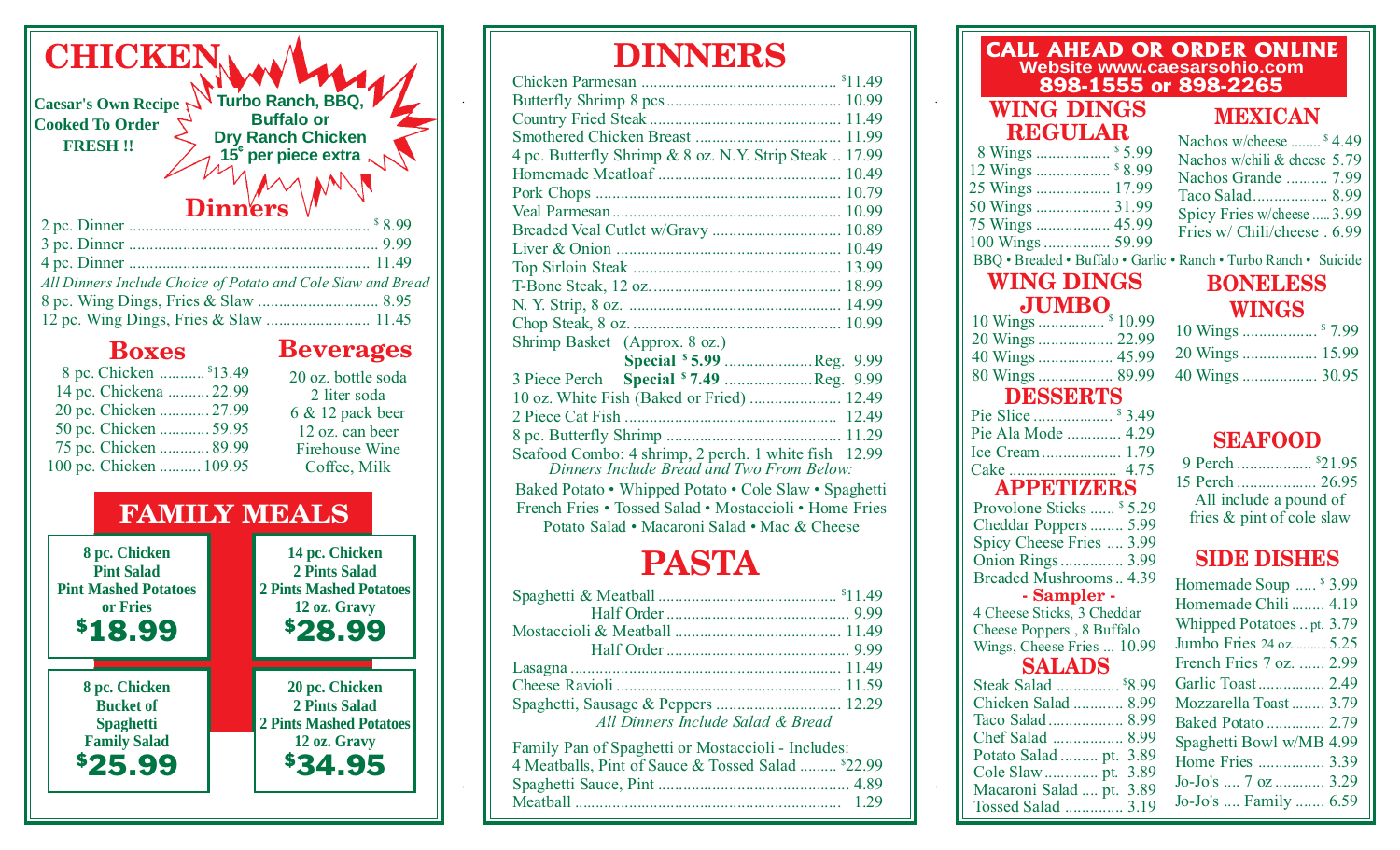# CHICKEN

**Caesar's Own Recipe**
**Cooked To Order**
**FRESH !!**

**Turbo Ranch, BBQ, Buffalo or Dry Ranch Chicken 15¢ per piece extra**

## Dinners

| | |
|---|---|
| 2 pc. Dinner | $ 8.99 |
| 3 pc. Dinner | 9.99 |
| 4 pc. Dinner | 11.49 |

*All Dinners Include Choice of Potato and Cole Slaw and Bread*

| | |
|---|---|
| 8 pc. Wing Dings, Fries & Slaw | 8.95 |
| 12 pc. Wing Dings, Fries & Slaw | 11.45 |

## Boxes

| | |
|---|---|
| 8 pc. Chicken | $13.49 |
| 14 pc. Chickena | 22.99 |
| 20 pc. Chicken | 27.99 |
| 50 pc. Chicken | 59.95 |
| 75 pc. Chicken | 89.99 |
| 100 pc. Chicken | 109.95 |

## Beverages

20 oz. bottle soda
2 liter soda
6 & 12 pack beer
12 oz. can beer
Firehouse Wine
Coffee, Milk

## FAMILY MEALS

**8 pc. Chicken**
**Pint Salad**
**Pint Mashed Potatoes or Fries**
**$18.99**

**14 pc. Chicken**
**2 Pints Salad**
**2 Pints Mashed Potatoes**
**12 oz. Gravy**
**$28.99**

**8 pc. Chicken**
**Bucket of Spaghetti**
**Family Salad**
**$25.99**

**20 pc. Chicken**
**2 Pints Salad**
**2 Pints Mashed Potatoes**
**12 oz. Gravy**
**$34.95**

# DINNERS

| | |
|---|---|
| Chicken Parmesan | $11.49 |
| Butterfly Shrimp 8 pcs | 10.99 |
| Country Fried Steak | 11.49 |
| Smothered Chicken Breast | 11.99 |
| 4 pc. Butterfly Shrimp & 8 oz. N.Y. Strip Steak | 17.99 |
| Homemade Meatloaf | 10.49 |
| Pork Chops | 10.79 |
| Veal Parmesan | 10.99 |
| Breaded Veal Cutlet w/Gravy | 10.89 |
| Liver & Onion | 10.49 |
| Top Sirloin Steak | 13.99 |
| T-Bone Steak, 12 oz. | 18.99 |
| N. Y. Strip, 8 oz. | 14.99 |
| Chop Steak, 8 oz. | 10.99 |
| Shrimp Basket (Approx. 8 oz.) **Special $ 5.99** | Reg. 9.99 |
| 3 Piece Perch **Special $ 7.49** | Reg. 9.99 |
| 10 oz. White Fish (Baked or Fried) | 12.49 |
| 2 Piece Cat Fish | 12.49 |
| 8 pc. Butterfly Shrimp | 11.29 |
| Seafood Combo: 4 shrimp, 2 perch. 1 white fish | 12.99 |

*Dinners Include Bread and Two From Below:*

Baked Potato • Whipped Potato • Cole Slaw • Spaghetti
French Fries • Tossed Salad • Mostacciol • Home Fries
Potato Salad • Macaroni Salad • Mac & Cheese

# PASTA

| | |
|---|---|
| Spaghetti & Meatball | $11.49 |
| Half Order | 9.99 |
| Mostacciolli & Meatball | 11.49 |
| Half Order | 9.99 |
| Lasagna | 11.49 |
| Cheese Ravioli | 11.59 |
| Spaghetti, Sausage & Peppers | 12.29 |

*All Dinners Include Salad & Bread*

| | |
|---|---|
| Family Pan of Spaghetti or Mostacciolli - Includes: 4 Meatballs, Pint of Sauce & Tossed Salad | $22.99 |
| Spaghetti Sauce, Pint | 4.89 |
| Meatball | 1.29 |

**CALL AHEAD OR ORDER ONLINE**
**Website www.caesarsohio.com**
**898-1555 or 898-2265**

## WING DINGS REGULAR

| | |
|---|---|
| 8 Wings | $ 5.99 |
| 12 Wings | $ 8.99 |
| 25 Wings | 17.99 |
| 50 Wings | 31.99 |
| 75 Wings | 45.99 |
| 100 Wings | 59.99 |

BBQ • Breaded • Buffalo • Garlic • Ranch • Turbo Ranch • Suicide

## MEXICAN

| | |
|---|---|
| Nachos w/cheese | $ 4.49 |
| Nachos w/chili & cheese | 5.79 |
| Nachos Grande | 7.99 |
| Taco Salad | 8.99 |
| Spicy Fries w/cheese | 3.99 |
| Fries w/ Chili/cheese | 6.99 |

## WING DINGS JUMBO

| | |
|---|---|
| 10 Wings | $ 10.99 |
| 20 Wings | 22.99 |
| 40 Wings | 45.99 |
| 80 Wings | 89.99 |

## BONELESS WINGS

| | |
|---|---|
| 10 Wings | $ 7.99 |
| 20 Wings | 15.99 |
| 40 Wings | 30.95 |

## DESSERTS

| | |
|---|---|
| Pie Slice | $ 3.49 |
| Pie Ala Mode | 4.29 |
| Ice Cream | 1.79 |
| Cake | 4.75 |

## APPETIZERS

| | |
|---|---|
| Provolone Sticks | $ 5.29 |
| Cheddar Poppers | 5.99 |
| Spicy Cheese Fries | 3.99 |
| Onion Rings | 3.99 |
| Breaded Mushrooms | 4.39 |

**- Sampler -**

4 Cheese Sticks, 3 Cheddar Cheese Poppers , 8 Buffalo Wings, Cheese Fries ... 10.99

## SALADS

| | |
|---|---|
| Steak Salad | $8.99 |
| Chicken Salad | 8.99 |
| Taco Salad | 8.99 |
| Chef Salad | 8.99 |
| Potato Salad pt. | 3.89 |
| Cole Slaw pt. | 3.89 |
| Macaroni Salad pt. | 3.89 |
| Tossed Salad | 3.19 |

## SEAFOOD

| | |
|---|---|
| 9 Perch | $21.95 |
| 15 Perch | 26.95 |

All include a pound of fries & pint of cole slaw

## SIDE DISHES

| | |
|---|---|
| Homemade Soup | $ 3.99 |
| Homemade Chili | 4.19 |
| Whipped Potatoes pt. | 3.79 |
| Jumbo Fries 24 oz. | 5.25 |
| French Fries 7 oz. | 2.99 |
| Garlic Toast | 2.49 |
| Mozzarella Toast | 3.79 |
| Baked Potato | 2.79 |
| Spaghetti Bowl w/MB | 4.99 |
| Home Fries | 3.39 |
| Jo-Jo's 7 oz | 3.29 |
| Jo-Jo's Family | 6.59 |